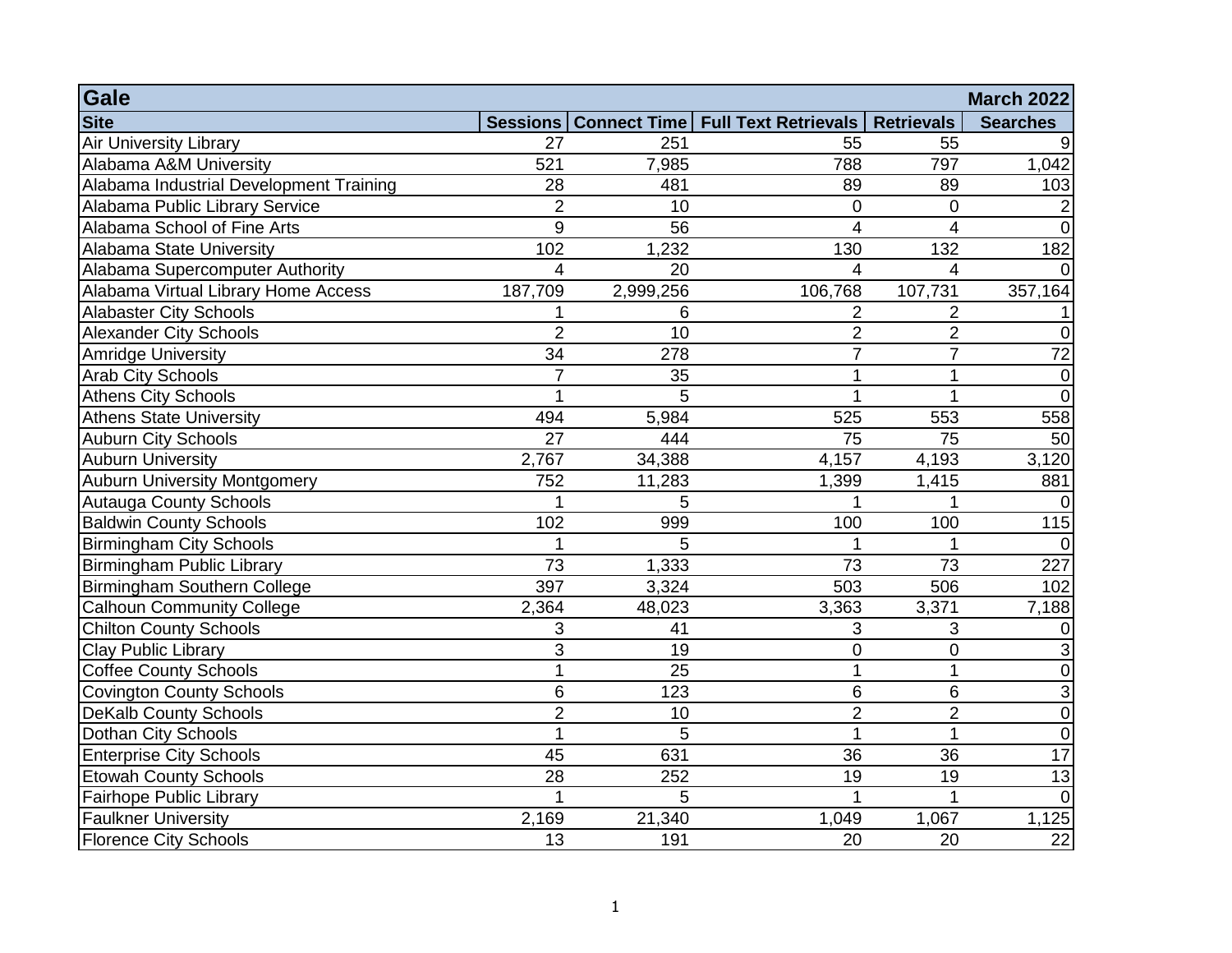| Gale | | | | | March 2022 |
|---|---|---|---|---|---|
| **Site** | **Sessions** | **Connect Time** | **Full Text Retrievals** | **Retrievals** | **Searches** |
| Air University Library | 27 | 251 | 55 | 55 | 9 |
| Alabama A&M University | 521 | 7,985 | 788 | 797 | 1,042 |
| Alabama Industrial Development Training | 28 | 481 | 89 | 89 | 103 |
| Alabama Public Library Service | 2 | 10 | 0 | 0 | 2 |
| Alabama School of Fine Arts | 9 | 56 | 4 | 4 | 0 |
| Alabama State University | 102 | 1,232 | 130 | 132 | 182 |
| Alabama Supercomputer Authority | 4 | 20 | 4 | 4 | 0 |
| Alabama Virtual Library Home Access | 187,709 | 2,999,256 | 106,768 | 107,731 | 357,164 |
| Alabaster City Schools | 1 | 6 | 2 | 2 | 1 |
| Alexander City Schools | 2 | 10 | 2 | 2 | 0 |
| Amridge University | 34 | 278 | 7 | 7 | 72 |
| Arab City Schools | 7 | 35 | 1 | 1 | 0 |
| Athens City Schools | 1 | 5 | 1 | 1 | 0 |
| Athens State University | 494 | 5,984 | 525 | 553 | 558 |
| Auburn City Schools | 27 | 444 | 75 | 75 | 50 |
| Auburn University | 2,767 | 34,388 | 4,157 | 4,193 | 3,120 |
| Auburn University Montgomery | 752 | 11,283 | 1,399 | 1,415 | 881 |
| Autauga County Schools | 1 | 5 | 1 | 1 | 0 |
| Baldwin County Schools | 102 | 999 | 100 | 100 | 115 |
| Birmingham City Schools | 1 | 5 | 1 | 1 | 0 |
| Birmingham Public Library | 73 | 1,333 | 73 | 73 | 227 |
| Birmingham Southern College | 397 | 3,324 | 503 | 506 | 102 |
| Calhoun Community College | 2,364 | 48,023 | 3,363 | 3,371 | 7,188 |
| Chilton County Schools | 3 | 41 | 3 | 3 | 0 |
| Clay Public Library | 3 | 19 | 0 | 0 | 3 |
| Coffee County Schools | 1 | 25 | 1 | 1 | 0 |
| Covington County Schools | 6 | 123 | 6 | 6 | 3 |
| DeKalb County Schools | 2 | 10 | 2 | 2 | 0 |
| Dothan City Schools | 1 | 5 | 1 | 1 | 0 |
| Enterprise City Schools | 45 | 631 | 36 | 36 | 17 |
| Etowah County Schools | 28 | 252 | 19 | 19 | 13 |
| Fairhope Public Library | 1 | 5 | 1 | 1 | 0 |
| Faulkner University | 2,169 | 21,340 | 1,049 | 1,067 | 1,125 |
| Florence City Schools | 13 | 191 | 20 | 20 | 22 |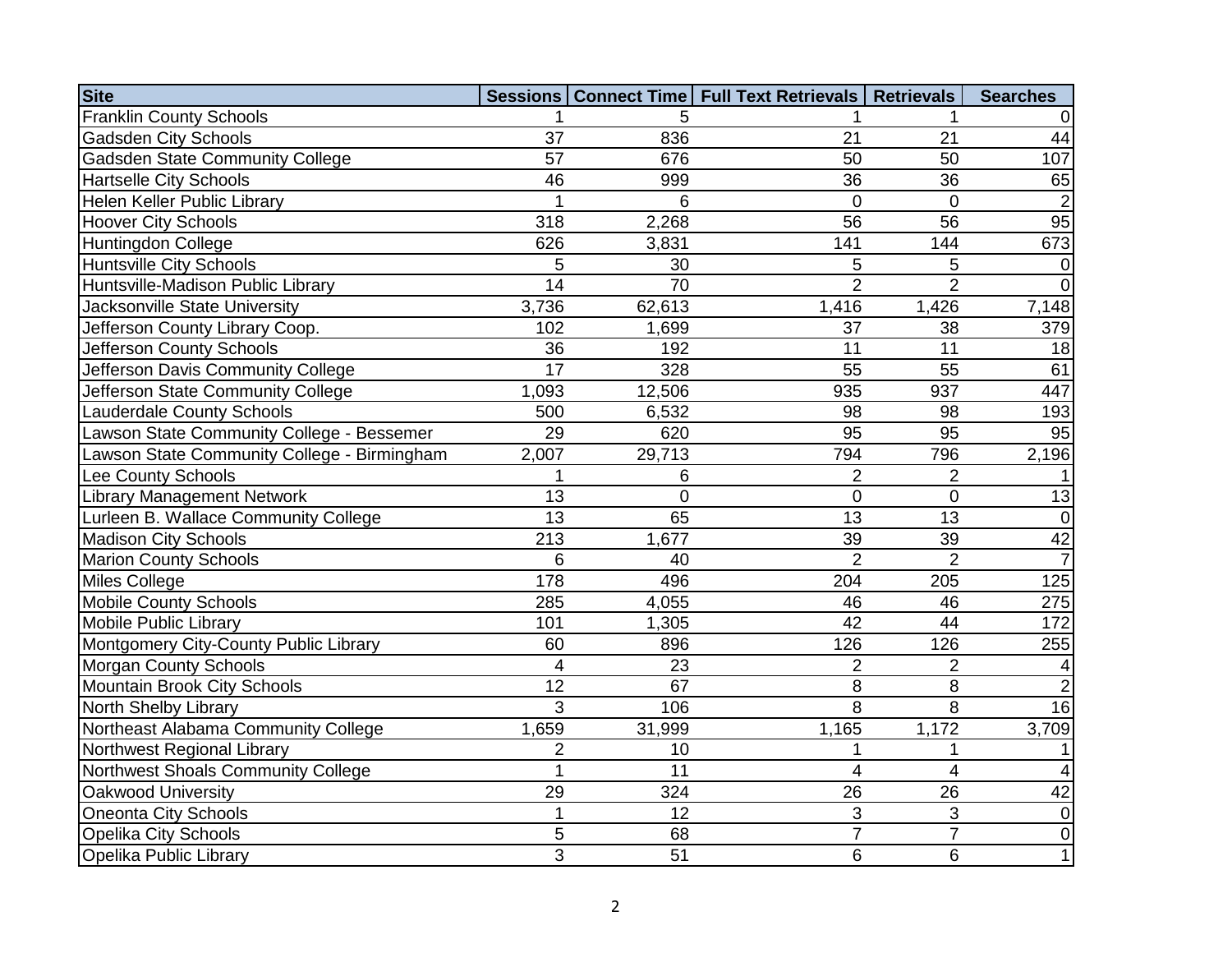| Site | Sessions | Connect Time | Full Text Retrievals | Retrievals | Searches |
| --- | --- | --- | --- | --- | --- |
| Franklin County Schools | 1 | 5 | 1 | 1 | 0 |
| Gadsden City Schools | 37 | 836 | 21 | 21 | 44 |
| Gadsden State Community College | 57 | 676 | 50 | 50 | 107 |
| Hartselle City Schools | 46 | 999 | 36 | 36 | 65 |
| Helen Keller Public Library | 1 | 6 | 0 | 0 | 2 |
| Hoover City Schools | 318 | 2,268 | 56 | 56 | 95 |
| Huntingdon College | 626 | 3,831 | 141 | 144 | 673 |
| Huntsville City Schools | 5 | 30 | 5 | 5 | 0 |
| Huntsville-Madison Public Library | 14 | 70 | 2 | 2 | 0 |
| Jacksonville State University | 3,736 | 62,613 | 1,416 | 1,426 | 7,148 |
| Jefferson County Library Coop. | 102 | 1,699 | 37 | 38 | 379 |
| Jefferson County Schools | 36 | 192 | 11 | 11 | 18 |
| Jefferson Davis Community College | 17 | 328 | 55 | 55 | 61 |
| Jefferson State Community College | 1,093 | 12,506 | 935 | 937 | 447 |
| Lauderdale County Schools | 500 | 6,532 | 98 | 98 | 193 |
| Lawson State Community College - Bessemer | 29 | 620 | 95 | 95 | 95 |
| Lawson State Community College - Birmingham | 2,007 | 29,713 | 794 | 796 | 2,196 |
| Lee County Schools | 1 | 6 | 2 | 2 | 1 |
| Library Management Network | 13 | 0 | 0 | 0 | 13 |
| Lurleen B. Wallace Community College | 13 | 65 | 13 | 13 | 0 |
| Madison City Schools | 213 | 1,677 | 39 | 39 | 42 |
| Marion County Schools | 6 | 40 | 2 | 2 | 7 |
| Miles College | 178 | 496 | 204 | 205 | 125 |
| Mobile County Schools | 285 | 4,055 | 46 | 46 | 275 |
| Mobile Public Library | 101 | 1,305 | 42 | 44 | 172 |
| Montgomery City-County Public Library | 60 | 896 | 126 | 126 | 255 |
| Morgan County Schools | 4 | 23 | 2 | 2 | 4 |
| Mountain Brook City Schools | 12 | 67 | 8 | 8 | 2 |
| North Shelby Library | 3 | 106 | 8 | 8 | 16 |
| Northeast Alabama Community College | 1,659 | 31,999 | 1,165 | 1,172 | 3,709 |
| Northwest Regional Library | 2 | 10 | 1 | 1 | 1 |
| Northwest Shoals Community College | 1 | 11 | 4 | 4 | 4 |
| Oakwood University | 29 | 324 | 26 | 26 | 42 |
| Oneonta City Schools | 1 | 12 | 3 | 3 | 0 |
| Opelika City Schools | 5 | 68 | 7 | 7 | 0 |
| Opelika Public Library | 3 | 51 | 6 | 6 | 1 |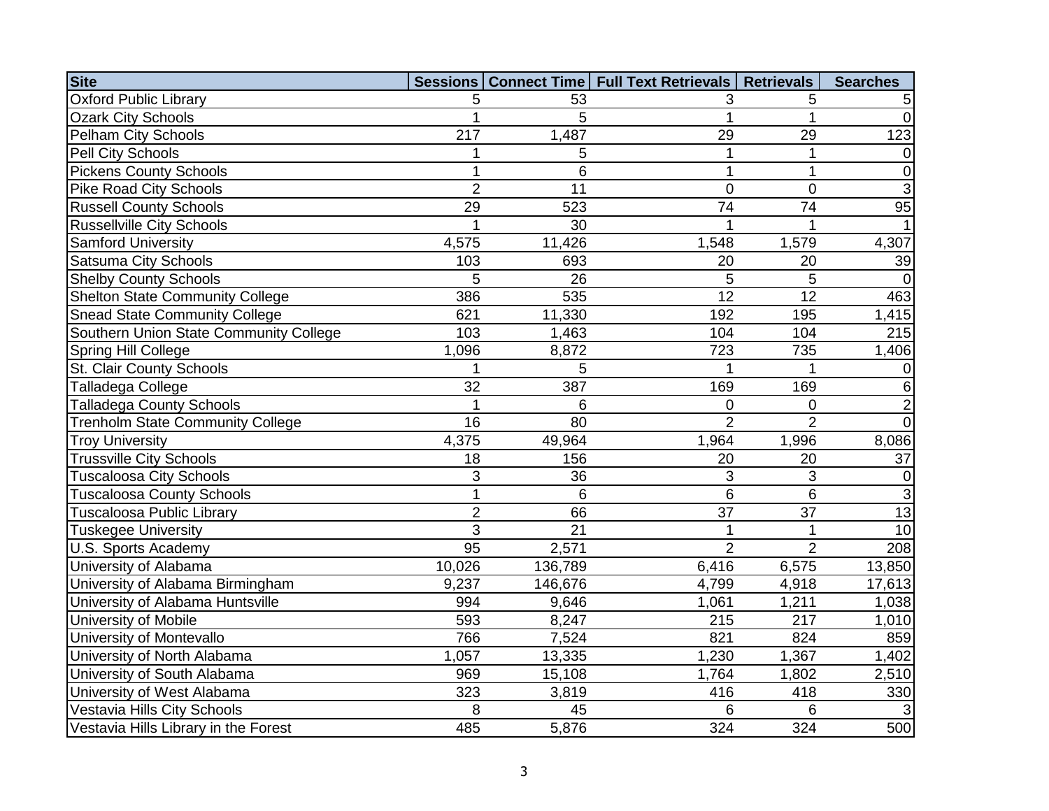| Site | Sessions | Connect Time | Full Text Retrievals | Retrievals | Searches |
|---|---|---|---|---|---|
| Oxford Public Library | 5 | 53 | 3 | 5 | 5 |
| Ozark City Schools | 1 | 5 | 1 | 1 | 0 |
| Pelham City Schools | 217 | 1,487 | 29 | 29 | 123 |
| Pell City Schools | 1 | 5 | 1 | 1 | 0 |
| Pickens County Schools | 1 | 6 | 1 | 1 | 0 |
| Pike Road City Schools | 2 | 11 | 0 | 0 | 3 |
| Russell County Schools | 29 | 523 | 74 | 74 | 95 |
| Russellville City Schools | 1 | 30 | 1 | 1 | 1 |
| Samford University | 4,575 | 11,426 | 1,548 | 1,579 | 4,307 |
| Satsuma City Schools | 103 | 693 | 20 | 20 | 39 |
| Shelby County Schools | 5 | 26 | 5 | 5 | 0 |
| Shelton State Community College | 386 | 535 | 12 | 12 | 463 |
| Snead State Community College | 621 | 11,330 | 192 | 195 | 1,415 |
| Southern Union State Community College | 103 | 1,463 | 104 | 104 | 215 |
| Spring Hill College | 1,096 | 8,872 | 723 | 735 | 1,406 |
| St. Clair County Schools | 1 | 5 | 1 | 1 | 0 |
| Talladega College | 32 | 387 | 169 | 169 | 6 |
| Talladega County Schools | 1 | 6 | 0 | 0 | 2 |
| Trenholm State Community College | 16 | 80 | 2 | 2 | 0 |
| Troy University | 4,375 | 49,964 | 1,964 | 1,996 | 8,086 |
| Trussville City Schools | 18 | 156 | 20 | 20 | 37 |
| Tuscaloosa City Schools | 3 | 36 | 3 | 3 | 0 |
| Tuscaloosa County Schools | 1 | 6 | 6 | 6 | 3 |
| Tuscaloosa Public Library | 2 | 66 | 37 | 37 | 13 |
| Tuskegee University | 3 | 21 | 1 | 1 | 10 |
| U.S. Sports Academy | 95 | 2,571 | 2 | 2 | 208 |
| University of Alabama | 10,026 | 136,789 | 6,416 | 6,575 | 13,850 |
| University of Alabama Birmingham | 9,237 | 146,676 | 4,799 | 4,918 | 17,613 |
| University of Alabama Huntsville | 994 | 9,646 | 1,061 | 1,211 | 1,038 |
| University of Mobile | 593 | 8,247 | 215 | 217 | 1,010 |
| University of Montevallo | 766 | 7,524 | 821 | 824 | 859 |
| University of North Alabama | 1,057 | 13,335 | 1,230 | 1,367 | 1,402 |
| University of South Alabama | 969 | 15,108 | 1,764 | 1,802 | 2,510 |
| University of West Alabama | 323 | 3,819 | 416 | 418 | 330 |
| Vestavia Hills City Schools | 8 | 45 | 6 | 6 | 3 |
| Vestavia Hills Library in the Forest | 485 | 5,876 | 324 | 324 | 500 |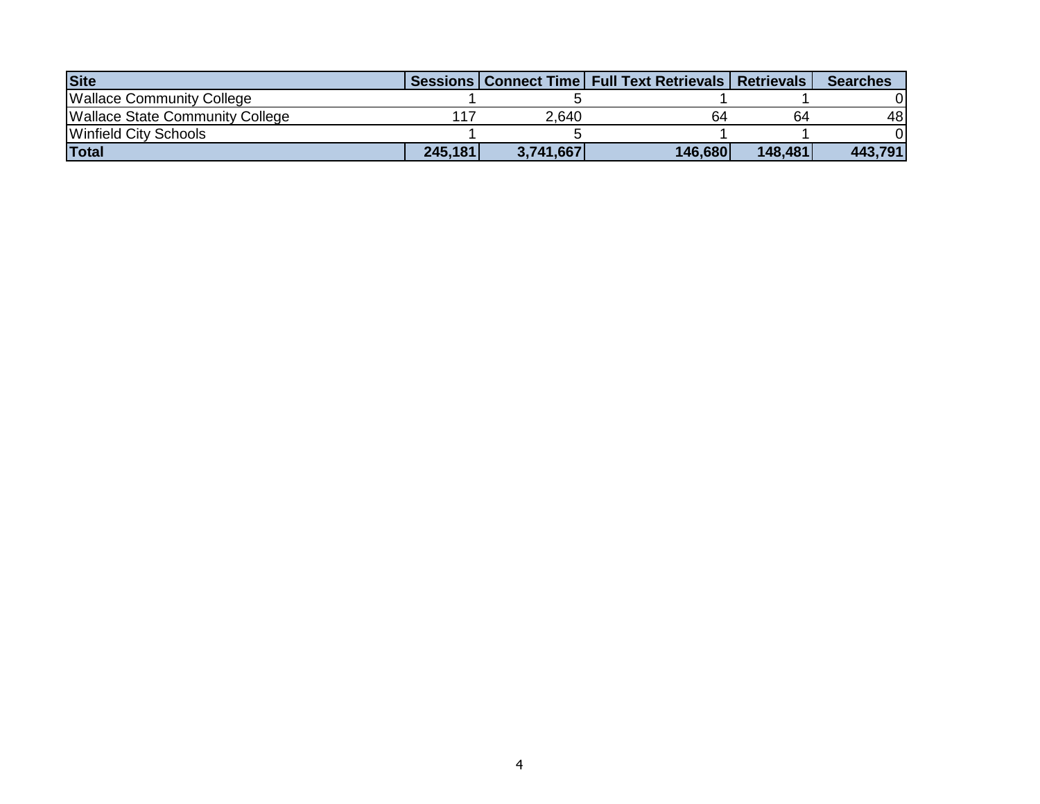| Site | Sessions | Connect Time | Full Text Retrievals | Retrievals | Searches |
|---|---|---|---|---|---|
| Wallace Community College | 1 | 5 | 1 | 1 | 0 |
| Wallace State Community College | 117 | 2,640 | 64 | 64 | 48 |
| Winfield City Schools | 1 | 5 | 1 | 1 | 0 |
| **Total** | **245,181** | **3,741,667** | **146,680** | **148,481** | **443,791** |